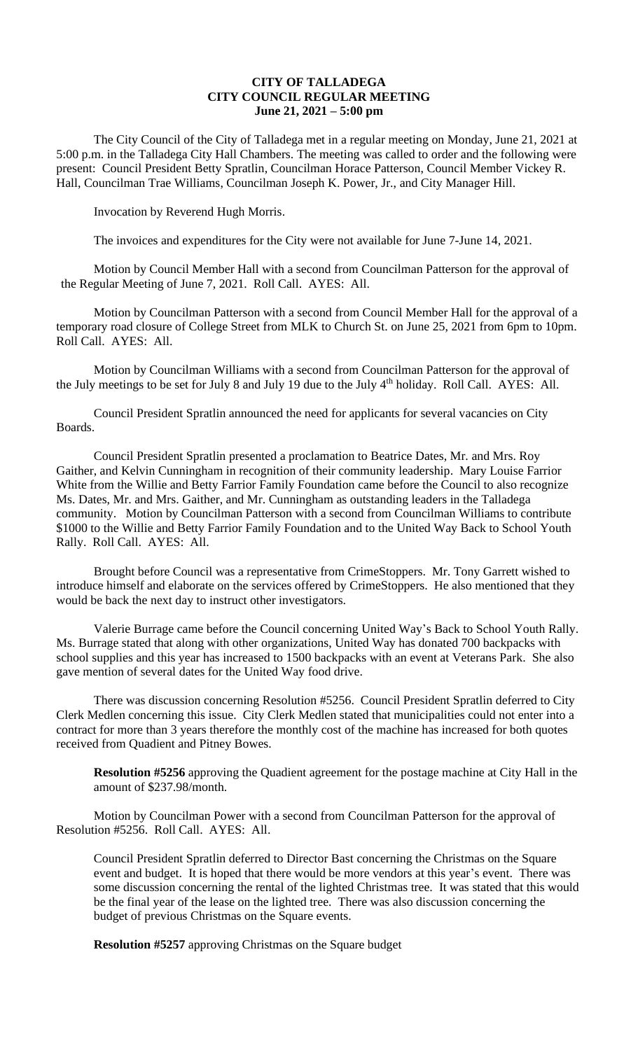**CITY OF TALLADEGA**
**CITY COUNCIL REGULAR MEETING**
**June 21, 2021 – 5:00 pm**

The City Council of the City of Talladega met in a regular meeting on Monday, June 21, 2021 at 5:00 p.m. in the Talladega City Hall Chambers. The meeting was called to order and the following were present: Council President Betty Spratlin, Councilman Horace Patterson, Council Member Vickey R. Hall, Councilman Trae Williams, Councilman Joseph K. Power, Jr., and City Manager Hill.

Invocation by Reverend Hugh Morris.

The invoices and expenditures for the City were not available for June 7-June 14, 2021.

Motion by Council Member Hall with a second from Councilman Patterson for the approval of the Regular Meeting of June 7, 2021. Roll Call. AYES: All.

Motion by Councilman Patterson with a second from Council Member Hall for the approval of a temporary road closure of College Street from MLK to Church St. on June 25, 2021 from 6pm to 10pm. Roll Call. AYES: All.

Motion by Councilman Williams with a second from Councilman Patterson for the approval of the July meetings to be set for July 8 and July 19 due to the July 4th holiday. Roll Call. AYES: All.

Council President Spratlin announced the need for applicants for several vacancies on City Boards.

Council President Spratlin presented a proclamation to Beatrice Dates, Mr. and Mrs. Roy Gaither, and Kelvin Cunningham in recognition of their community leadership. Mary Louise Farrior White from the Willie and Betty Farrior Family Foundation came before the Council to also recognize Ms. Dates, Mr. and Mrs. Gaither, and Mr. Cunningham as outstanding leaders in the Talladega community. Motion by Councilman Patterson with a second from Councilman Williams to contribute $1000 to the Willie and Betty Farrior Family Foundation and to the United Way Back to School Youth Rally. Roll Call. AYES: All.

Brought before Council was a representative from CrimeStoppers. Mr. Tony Garrett wished to introduce himself and elaborate on the services offered by CrimeStoppers. He also mentioned that they would be back the next day to instruct other investigators.

Valerie Burrage came before the Council concerning United Way's Back to School Youth Rally. Ms. Burrage stated that along with other organizations, United Way has donated 700 backpacks with school supplies and this year has increased to 1500 backpacks with an event at Veterans Park. She also gave mention of several dates for the United Way food drive.

There was discussion concerning Resolution #5256. Council President Spratlin deferred to City Clerk Medlen concerning this issue. City Clerk Medlen stated that municipalities could not enter into a contract for more than 3 years therefore the monthly cost of the machine has increased for both quotes received from Quadient and Pitney Bowes.

**Resolution #5256** approving the Quadient agreement for the postage machine at City Hall in the amount of $237.98/month.

Motion by Councilman Power with a second from Councilman Patterson for the approval of Resolution #5256. Roll Call. AYES: All.

Council President Spratlin deferred to Director Bast concerning the Christmas on the Square event and budget. It is hoped that there would be more vendors at this year's event. There was some discussion concerning the rental of the lighted Christmas tree. It was stated that this would be the final year of the lease on the lighted tree. There was also discussion concerning the budget of previous Christmas on the Square events.

**Resolution #5257** approving Christmas on the Square budget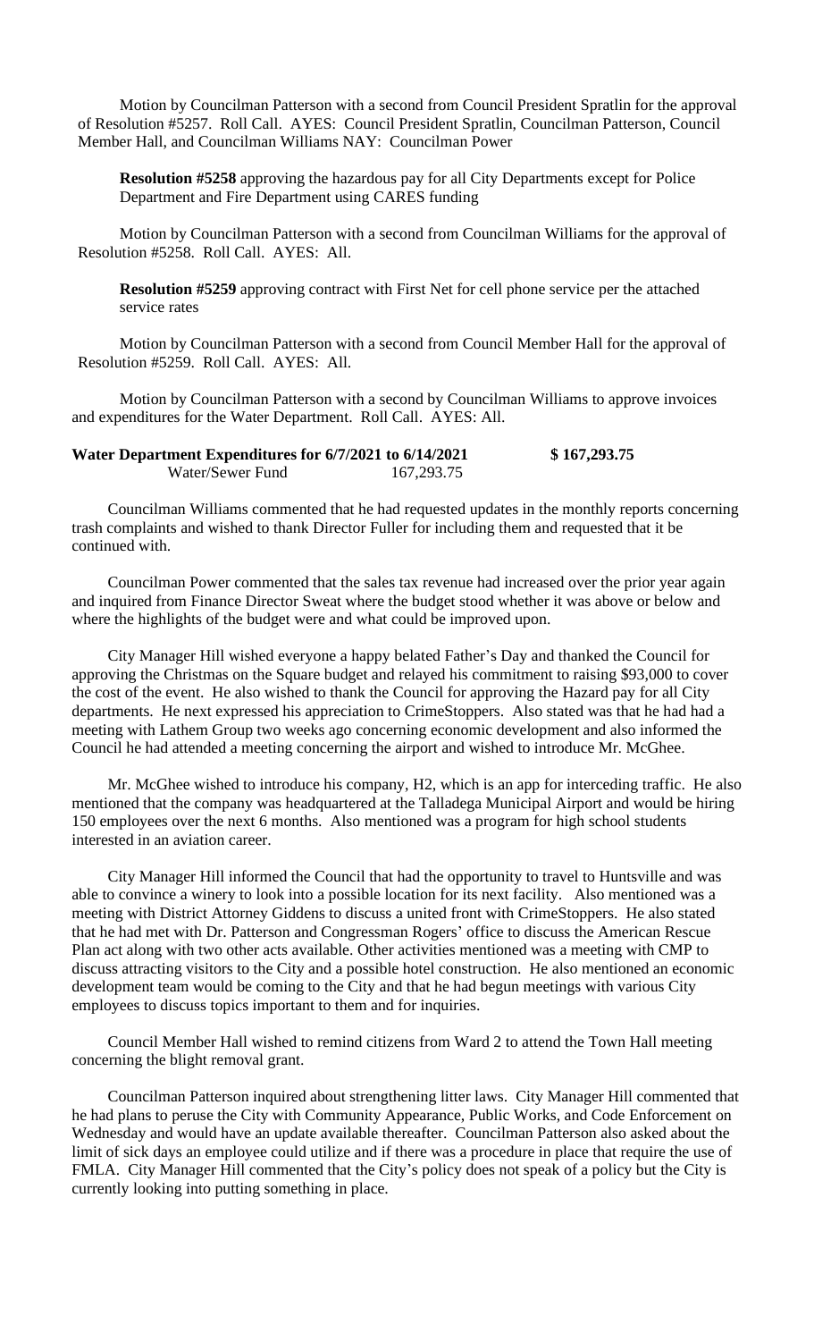Motion by Councilman Patterson with a second from Council President Spratlin for the approval of Resolution #5257. Roll Call. AYES: Council President Spratlin, Councilman Patterson, Council Member Hall, and Councilman Williams NAY: Councilman Power

**Resolution #5258** approving the hazardous pay for all City Departments except for Police Department and Fire Department using CARES funding

Motion by Councilman Patterson with a second from Councilman Williams for the approval of Resolution #5258. Roll Call. AYES: All.

**Resolution #5259** approving contract with First Net for cell phone service per the attached service rates

Motion by Councilman Patterson with a second from Council Member Hall also for the approval of Resolution #5259. Roll Call. AYES: All.

Motion by Councilman Patterson with a second by Councilman Williams to approve invoices and expenditures for the Water Department. Roll Call. AYES: All.

| **Water Department Expenditures for 6/7/2021 to 6/14/2021** | | **$ 167,293.75** |
|---|---|---|
| Water/Sewer Fund | 167,293.75 | |

Councilman Williams commented that he had requested updates in the monthly reports concerning trash complaints and wished to thank Director Fuller for including them and requested that it be continued with.

Councilman Power commented that the sales tax revenue had increased over the prior year again and inquired from Finance Director Sweat where the budget stood whether it was above or below and where the highlights of the budget were and what could be improved upon.

City Manager Hill wished everyone a happy belated Father's Day and thanked the Council for approving the Christmas on the Square budget and relayed his commitment to raising $93,000 to cover the cost of the event. He also wished to thank the Council for approving the Hazard pay for all City departments. He next expressed his appreciation to CrimeStoppers. Also stated was that he had had a meeting with Lathem Group two weeks ago concerning economic development and also informed the Council he had attended a meeting concerning the airport and wished to introduce Mr. McGhee.

Mr. McGhee wished to introduce his company, H2, which is an app for interceding traffic. He also mentioned that the company was headquartered at the Talladega Municipal Airport and would be hiring 150 employees over the next 6 months. Also mentioned was a program for high school students interested in an aviation career.

City Manager Hill informed the Council that had the opportunity to travel to Huntsville and was able to convince a winery to look into a possible location for its next facility. Also mentioned was a meeting with District Attorney Giddens to discuss a united front with CrimeStoppers. He also stated that he had met with Dr. Patterson and Congressman Rogers' office to discuss the American Rescue Plan act along with two other acts available. Other activities mentioned was a meeting with CMP to discuss attracting visitors to the City and a possible hotel construction. He also mentioned an economic development team would be coming to the City and that he had begun meetings with various City employees to discuss topics important to them and for inquiries.

Council Member Hall wished to remind citizens from Ward 2 to attend the Town Hall meeting concerning the blight removal grant.

Councilman Patterson inquired about strengthening litter laws. City Manager Hill commented that he had plans to peruse the City with Community Appearance, Public Works, and Code Enforcement on Wednesday and would have an update available thereafter. Councilman Patterson also asked about the limit of sick days an employee could utilize and if there was a procedure in place that require the use of FMLA. City Manager Hill commented that the City's policy does not speak of a policy but the City is currently looking into putting something in place.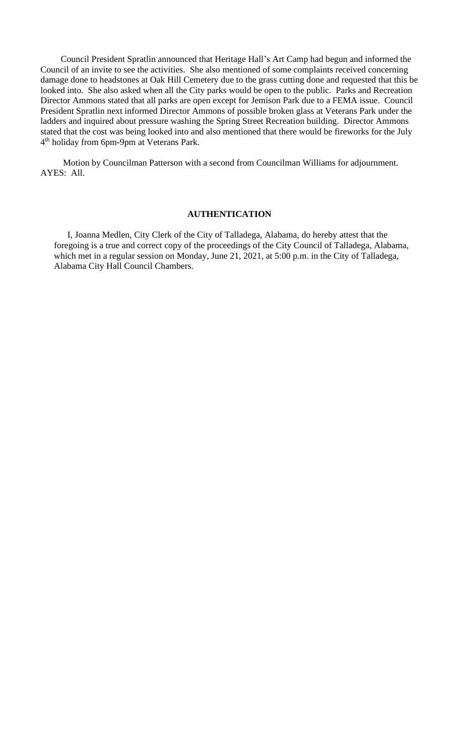Council President Spratlin announced that Heritage Hall's Art Camp had begun and informed the Council of an invite to see the activities. She also mentioned of some complaints received concerning damage done to headstones at Oak Hill Cemetery due to the grass cutting done and requested that this be looked into. She also asked when all the City parks would be open to the public. Parks and Recreation Director Ammons stated that all parks are open except for Jemison Park due to a FEMA issue. Council President Spratlin next informed Director Ammons of possible broken glass at Veterans Park under the ladders and inquired about pressure washing the Spring Street Recreation building. Director Ammons stated that the cost was being looked into and also mentioned that there would be fireworks for the July 4th holiday from 6pm-9pm at Veterans Park.

Motion by Councilman Patterson with a second from Councilman Williams for adjournment. AYES: All.

**AUTHENTICATION**

I, Joanna Medlen, City Clerk of the City of Talladega, Alabama, do hereby attest that the foregoing is a true and correct copy of the proceedings of the City Council of Talladega, Alabama, which met in a regular session on Monday, June 21, 2021, at 5:00 p.m. in the City of Talladega, Alabama City Hall Council Chambers.